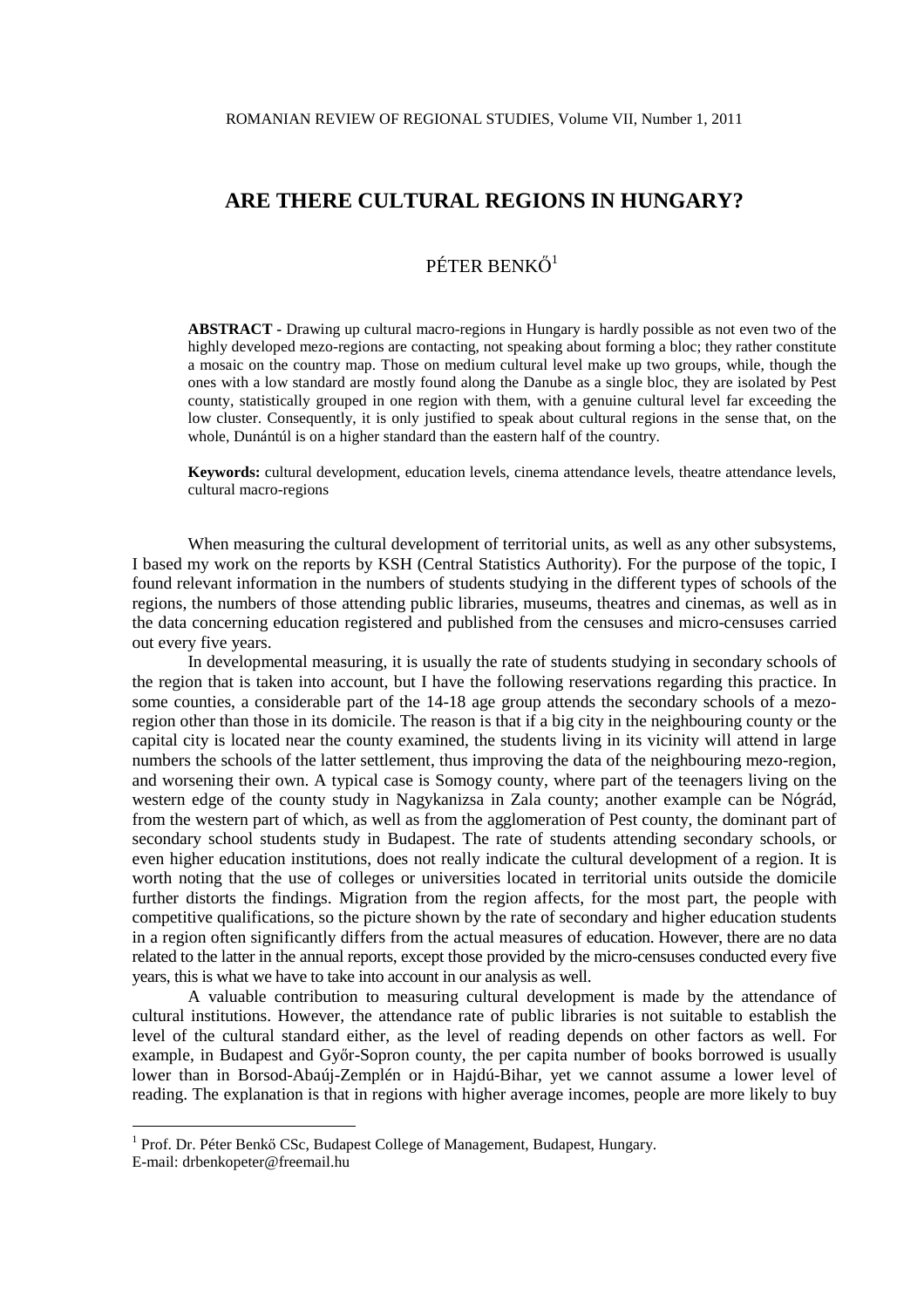# ARE THERE CULTURAL REGIONS IN HUNGARY?

PÉTER BENKŐ[1]

**ABSTRACT -** Drawing up cultural macro-regions in Hungary is hardly possible as not even two of the highly developed mezo-regions are contacting, not speaking about forming a bloc; they rather constitute a mosaic on the country map. Those on medium cultural level make up two groups, while, though the ones with a low standard are mostly found along the Danube as a single bloc, they are isolated by Pest county, statistically grouped in one region with them, with a genuine cultural level far exceeding the low cluster. Consequently, it is only justified to speak about cultural regions in the sense that, on the whole, Dunántúl is on a higher standard than the eastern half of the country.

**Keywords:** cultural development, education levels, cinema attendance levels, theatre attendance levels, cultural macro-regions

When measuring the cultural development of territorial units, as well as any other subsystems, I based my work on the reports by KSH (Central Statistics Authority). For the purpose of the topic, I found relevant information in the numbers of students studying in the different types of schools of the regions, the numbers of those attending public libraries, museums, theatres and cinemas, as well as in the data concerning education registered and published from the censuses and micro-censuses carried out every five years.

In developmental measuring, it is usually the rate of students studying in secondary schools of the region that is taken into account, but I have the following reservations regarding this practice. In some counties, a considerable part of the 14-18 age group attends the secondary schools of a mezo-region other than those in its domicile. The reason is that if a big city in the neighbouring county or the capital city is located near the county examined, the students living in its vicinity will attend in large numbers the schools of the latter settlement, thus improving the data of the neighbouring mezo-region, and worsening their own. A typical case is Somogy county, where part of the teenagers living on the western edge of the county study in Nagykanizsa in Zala county; another example can be Nógrád, from the western part of which, as well as from the agglomeration of Pest county, the dominant part of secondary school students study in Budapest. The rate of students attending secondary schools, or even higher education institutions, does not really indicate the cultural development of a region. It is worth noting that the use of colleges or universities located in territorial units outside the domicile further distorts the findings. Migration from the region affects, for the most part, the people with competitive qualifications, so the picture shown by the rate of secondary and higher education students in a region often significantly differs from the actual measures of education. However, there are no data related to the latter in the annual reports, except those provided by the micro-censuses conducted every five years, this is what we have to take into account in our analysis as well.

A valuable contribution to measuring cultural development is made by the attendance of cultural institutions. However, the attendance rate of public libraries is not suitable to establish the level of the cultural standard either, as the level of reading depends on other factors as well. For example, in Budapest and Győr-Sopron county, the per capita number of books borrowed is usually lower than in Borsod-Abaúj-Zemplén or in Hajdú-Bihar, yet we cannot assume a lower level of reading. The explanation is that in regions with higher average incomes, people are more likely to buy

[1] Prof. Dr. Péter Benkő CSc, Budapest College of Management, Budapest, Hungary.
E-mail: drbenkopeter@freemail.hu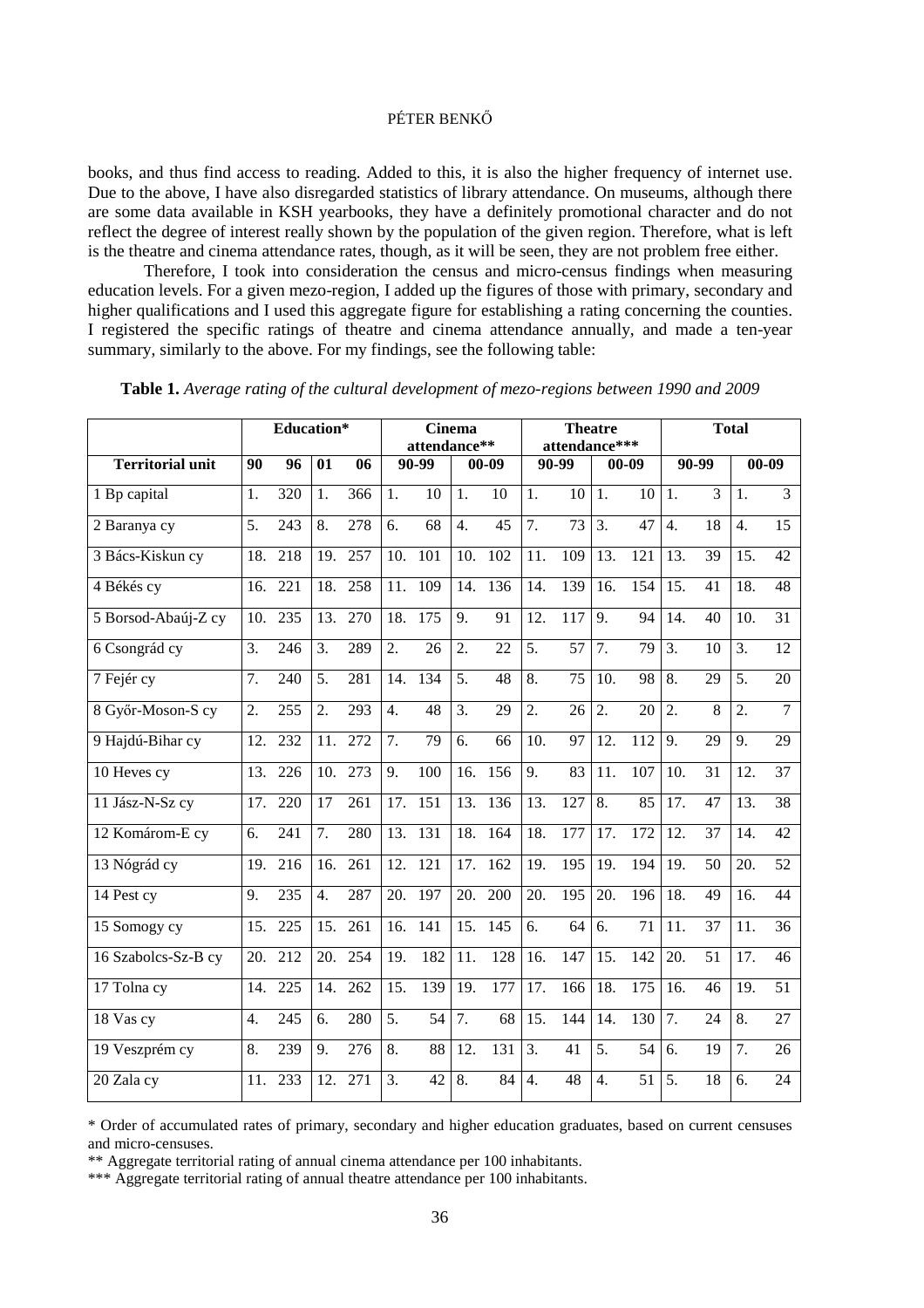books, and thus find access to reading. Added to this, it is also the higher frequency of internet use. Due to the above, I have also disregarded statistics of library attendance. On museums, although there are some data available in KSH yearbooks, they have a definitely promotional character and do not reflect the degree of interest really shown by the population of the given region. Therefore, what is left is the theatre and cinema attendance rates, though, as it will be seen, they are not problem free either.

Therefore, I took into consideration the census and micro-census findings when measuring education levels. For a given mezo-region, I added up the figures of those with primary, secondary and higher qualifications and I used this aggregate figure for establishing a rating concerning the counties. I registered the specific ratings of theatre and cinema attendance annually, and made a ten-year summary, similarly to the above. For my findings, see the following table:

**Table 1.** *Average rating of the cultural development of mezo-regions between 1990 and 2009*

| | Education* | | | | | | | | Cinema attendance** | | | | | | | | Theatre attendance*** | | | | | | | | Total | | | | | | | |
|---|---|---|---|---|---|---|---|---|---|---|---|---|---|---|---|---|---|---|---|---|---|---|---|---|---|---|---|---|---|---|---|---|
| **Territorial unit** | **90** | | **96** | | **01** | | **06** | | **90-99** | | | | **00-09** | | | | **90-99** | | | | **00-09** | | | | **90-99** | | | | **00-09** | | | |
| 1 Bp capital | 1. | 320 | 1. | 366 | 1. | 10 | 1. | 10 | 1. | 10 | 1. | 10 | 1. | 3 | 1. | 3 |
| 2 Baranya cy | 5. | 243 | 8. | 278 | 6. | 68 | 4. | 45 | 7. | 73 | 3. | 47 | 4. | 18 | 4. | 15 |
| 3 Bács-Kiskun cy | 18. | 218 | 19. | 257 | 10. | 101 | 10. | 102 | 11. | 109 | 13. | 121 | 13. | 39 | 15. | 42 |
| 4 Békés cy | 16. | 221 | 18. | 258 | 11. | 109 | 14. | 136 | 14. | 139 | 16. | 154 | 15. | 41 | 18. | 48 |
| 5 Borsod-Abaúj-Z cy | 10. | 235 | 13. | 270 | 18. | 175 | 9. | 91 | 12. | 117 | 9. | 94 | 14. | 40 | 10. | 31 |
| 6 Csongrád cy | 3. | 246 | 3. | 289 | 2. | 26 | 2. | 22 | 5. | 57 | 7. | 79 | 3. | 10 | 3. | 12 |
| 7 Fejér cy | 7. | 240 | 5. | 281 | 14. | 134 | 5. | 48 | 8. | 75 | 10. | 98 | 8. | 29 | 5. | 20 |
| 8 Győr-Moson-S cy | 2. | 255 | 2. | 293 | 4. | 48 | 3. | 29 | 2. | 26 | 2. | 20 | 2. | 8 | 2. | 7 |
| 9 Hajdú-Bihar cy | 12. | 232 | 11. | 272 | 7. | 79 | 6. | 66 | 10. | 97 | 12. | 112 | 9. | 29 | 9. | 29 |
| 10 Heves cy | 13. | 226 | 10. | 273 | 9. | 100 | 16. | 156 | 9. | 83 | 11. | 107 | 10. | 31 | 12. | 37 |
| 11 Jász-N-Sz cy | 17. | 220 | 17 | 261 | 17. | 151 | 13. | 136 | 13. | 127 | 8. | 85 | 17. | 47 | 13. | 38 |
| 12 Komárom-E cy | 6. | 241 | 7. | 280 | 13. | 131 | 18. | 164 | 18. | 177 | 17. | 172 | 12. | 37 | 14. | 42 |
| 13 Nógrád cy | 19. | 216 | 16. | 261 | 12. | 121 | 17. | 162 | 19. | 195 | 19. | 194 | 19. | 50 | 20. | 52 |
| 14 Pest cy | 9. | 235 | 4. | 287 | 20. | 197 | 20. | 200 | 20. | 195 | 20. | 196 | 18. | 49 | 16. | 44 |
| 15 Somogy cy | 15. | 225 | 15. | 261 | 16. | 141 | 15. | 145 | 6. | 64 | 6. | 71 | 11. | 37 | 11. | 36 |
| 16 Szabolcs-Sz-B cy | 20. | 212 | 20. | 254 | 19. | 182 | 11. | 128 | 16. | 147 | 15. | 142 | 20. | 51 | 17. | 46 |
| 17 Tolna cy | 14. | 225 | 14. | 262 | 15. | 139 | 19. | 177 | 17. | 166 | 18. | 175 | 16. | 46 | 19. | 51 |
| 18 Vas cy | 4. | 245 | 6. | 280 | 5. | 54 | 7. | 68 | 15. | 144 | 14. | 130 | 7. | 24 | 8. | 27 |
| 19 Veszprém cy | 8. | 239 | 9. | 276 | 8. | 88 | 12. | 131 | 3. | 41 | 5. | 54 | 6. | 19 | 7. | 26 |
| 20 Zala cy | 11. | 233 | 12. | 271 | 3. | 42 | 8. | 84 | 4. | 48 | 4. | 51 | 5. | 18 | 6. | 24 |

\* Order of accumulated rates of primary, secondary and higher education graduates, based on current censuses and micro-censuses.

\*\* Aggregate territorial rating of annual cinema attendance per 100 inhabitants.

\*\*\* Aggregate territorial rating of annual theatre attendance per 100 inhabitants.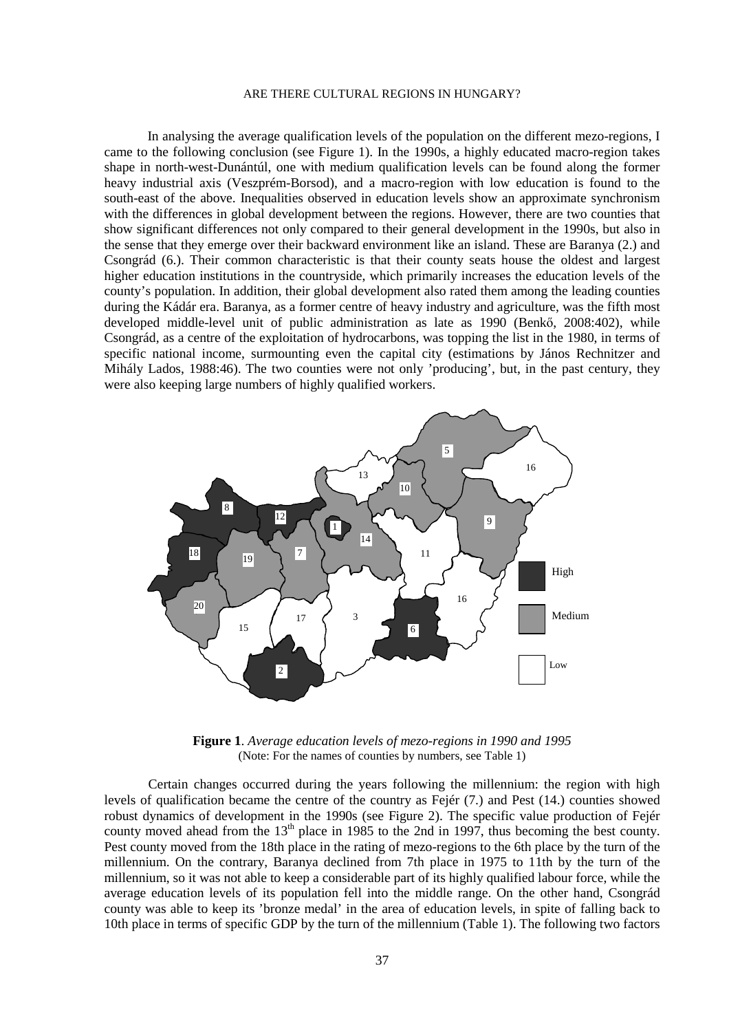In analysing the average qualification levels of the population on the different mezo-regions, I came to the following conclusion (see Figure 1). In the 1990s, a highly educated macro-region takes shape in north-west-Dunántúl, one with medium qualification levels can be found along the former heavy industrial axis (Veszprém-Borsod), and a macro-region with low education is found to the south-east of the above. Inequalities observed in education levels show an approximate synchronism with the differences in global development between the regions. However, there are two counties that show significant differences not only compared to their general development in the 1990s, but also in the sense that they emerge over their backward environment like an island. These are Baranya (2.) and Csongrád (6.). Their common characteristic is that their county seats house the oldest and largest higher education institutions in the countryside, which primarily increases the education levels of the county's population. In addition, their global development also rated them among the leading counties during the Kádár era. Baranya, as a former centre of heavy industry and agriculture, was the fifth most developed middle-level unit of public administration as late as 1990 (Benkő, 2008:402), while Csongrád, as a centre of the exploitation of hydrocarbons, was topping the list in the 1980, in terms of specific national income, surmounting even the capital city (estimations by János Rechnitzer and Mihály Lados, 1988:46). The two counties were not only 'producing', but, in the past century, they were also keeping large numbers of highly qualified workers.

**Figure 1**. *Average education levels of mezo-regions in 1990 and 1995*
(Note: For the names of counties by numbers, see Table 1)

Certain changes occurred during the years following the millennium: the region with high levels of qualification became the centre of the country as Fejér (7.) and Pest (14.) counties showed robust dynamics of development in the 1990s (see Figure 2). The specific value production of Fejér county moved ahead from the 13th place in 1985 to the 2nd in 1997, thus becoming the best county. Pest county moved from the 18th place in the rating of mezo-regions to the 6th place by the turn of the millennium. On the contrary, Baranya declined from 7th place in 1975 to 11th by the turn of the millennium, so it was not able to keep a considerable part of its highly qualified labour force, while the average education levels of its population fell into the middle range. On the other hand, Csongrád county was able to keep its 'bronze medal' in the area of education levels, in spite of falling back to 10th place in terms of specific GDP by the turn of the millennium (Table 1). The following two factors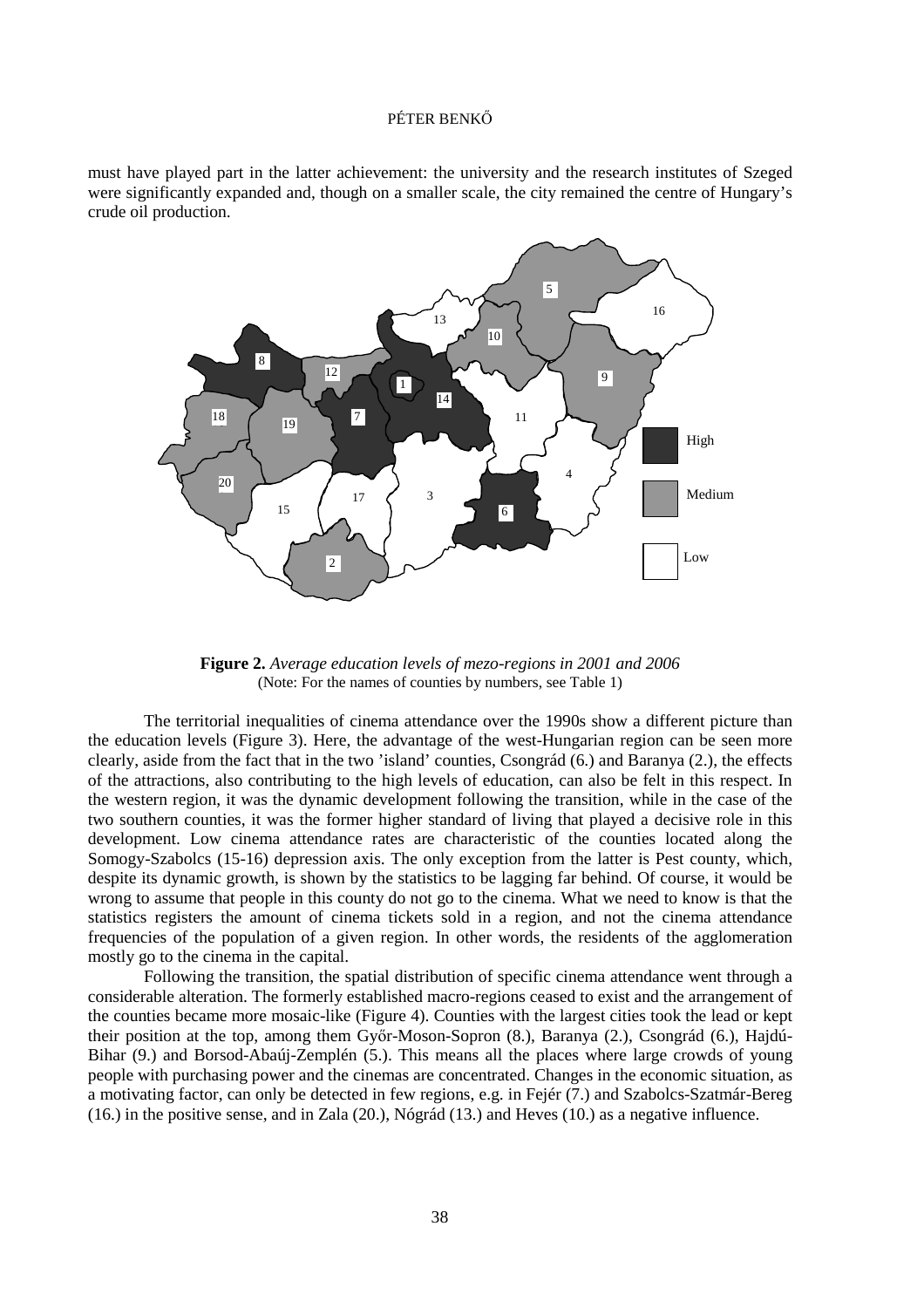must have played part in the latter achievement: the university and the research institutes of Szeged were significantly expanded and, though on a smaller scale, the city remained the centre of Hungary's crude oil production.

**Figure 2.** *Average education levels of mezo-regions in 2001 and 2006*
(Note: For the names of counties by numbers, see Table 1)

The territorial inequalities of cinema attendance over the 1990s show a different picture than the education levels (Figure 3). Here, the advantage of the west-Hungarian region can be seen more clearly, aside from the fact that in the two 'island' counties, Csongrád (6.) and Baranya (2.), the effects of the attractions, also contributing to the high levels of education, can also be felt in this respect. In the western region, it was the dynamic development following the transition, while in the case of the two southern counties, it was the former higher standard of living that played a decisive role in this development. Low cinema attendance rates are characteristic of the counties located along the Somogy-Szabolcs (15-16) depression axis. The only exception from the latter is Pest county, which, despite its dynamic growth, is shown by the statistics to be lagging far behind. Of course, it would be wrong to assume that people in this county do not go to the cinema. What we need to know is that the statistics registers the amount of cinema tickets sold in a region, and not the cinema attendance frequencies of the population of a given region. In other words, the residents of the agglomeration mostly go to the cinema in the capital.

Following the transition, the spatial distribution of specific cinema attendance went through a considerable alteration. The formerly established macro-regions ceased to exist and the arrangement of the counties became more mosaic-like (Figure 4). Counties with the largest cities took the lead or kept their position at the top, among them Győr-Moson-Sopron (8.), Baranya (2.), Csongrád (6.), Hajdú-Bihar (9.) and Borsod-Abaúj-Zemplén (5.). This means all the places where large crowds of young people with purchasing power and the cinemas are concentrated. Changes in the economic situation, as a motivating factor, can only be detected in few regions, e.g. in Fejér (7.) and Szabolcs-Szatmár-Bereg (16.) in the positive sense, and in Zala (20.), Nógrád (13.) and Heves (10.) as a negative influence.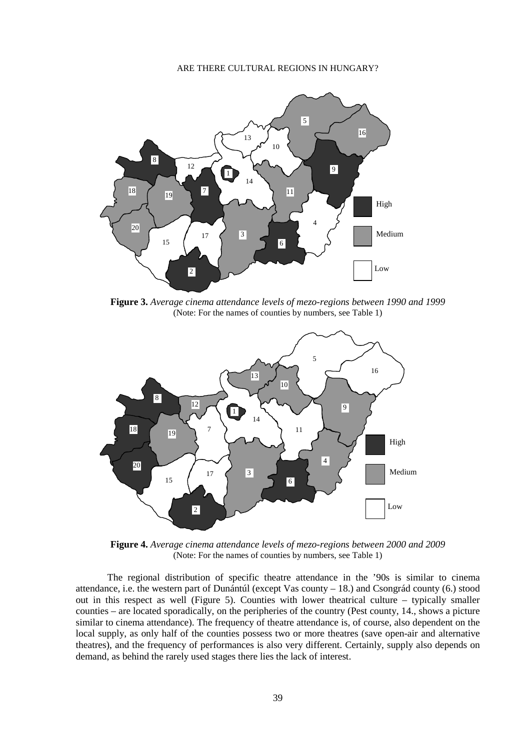**Figure 3.** *Average cinema attendance levels of mezo-regions between 1990 and 1999*
(Note: For the names of counties by numbers, see Table 1)

**Figure 4.** *Average cinema attendance levels of mezo-regions between 2000 and 2009*
(Note: For the names of counties by numbers, see Table 1)

The regional distribution of specific theatre attendance in the '90s is similar to cinema attendance, i.e. the western part of Dunántúl (except Vas county – 18.) and Csongrád county (6.) stood out in this respect as well (Figure 5). Counties with lower theatrical culture – typically smaller counties – are located sporadically, on the peripheries of the country (Pest county, 14., shows a picture similar to cinema attendance). The frequency of theatre attendance is, of course, also dependent on the local supply, as only half of the counties possess two or more theatres (save open-air and alternative theatres), and the frequency of performances is also very different. Certainly, supply also depends on demand, as behind the rarely used stages there lies the lack of interest.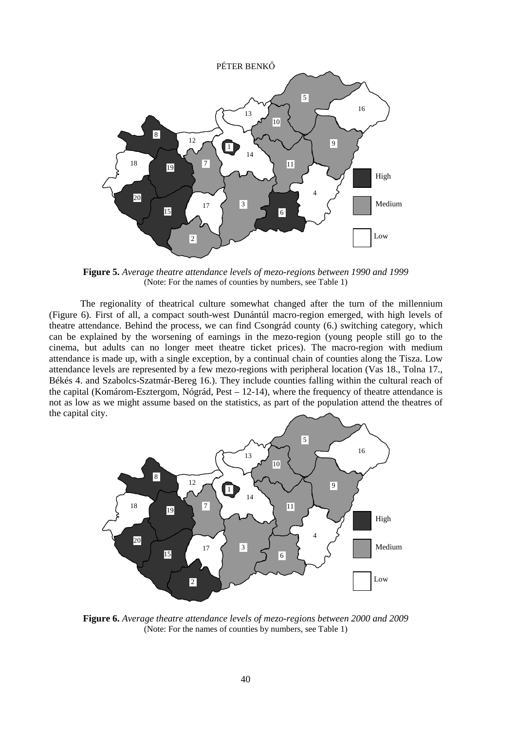**Figure 5.** *Average theatre attendance levels of mezo-regions between 1990 and 1999*
(Note: For the names of counties by numbers, see Table 1)

The regionality of theatrical culture somewhat changed after the turn of the millennium (Figure 6). First of all, a compact south-west Dunántúl macro-region emerged, with high levels of theatre attendance. Behind the process, we can find Csongrád county (6.) switching category, which can be explained by the worsening of earnings in the mezo-region (young people still go to the cinema, but adults can no longer meet theatre ticket prices). The macro-region with medium attendance is made up, with a single exception, by a continual chain of counties along the Tisza. Low attendance levels are represented by a few mezo-regions with peripheral location (Vas 18., Tolna 17., Békés 4. and Szabolcs-Szatmár-Bereg 16.). They include counties falling within the cultural reach of the capital (Komárom-Esztergom, Nógrád, Pest – 12-14), where the frequency of theatre attendance is not as low as we might assume based on the statistics, as part of the population attend the theatres of the capital city.

**Figure 6.** *Average theatre attendance levels of mezo-regions between 2000 and 2009*
(Note: For the names of counties by numbers, see Table 1)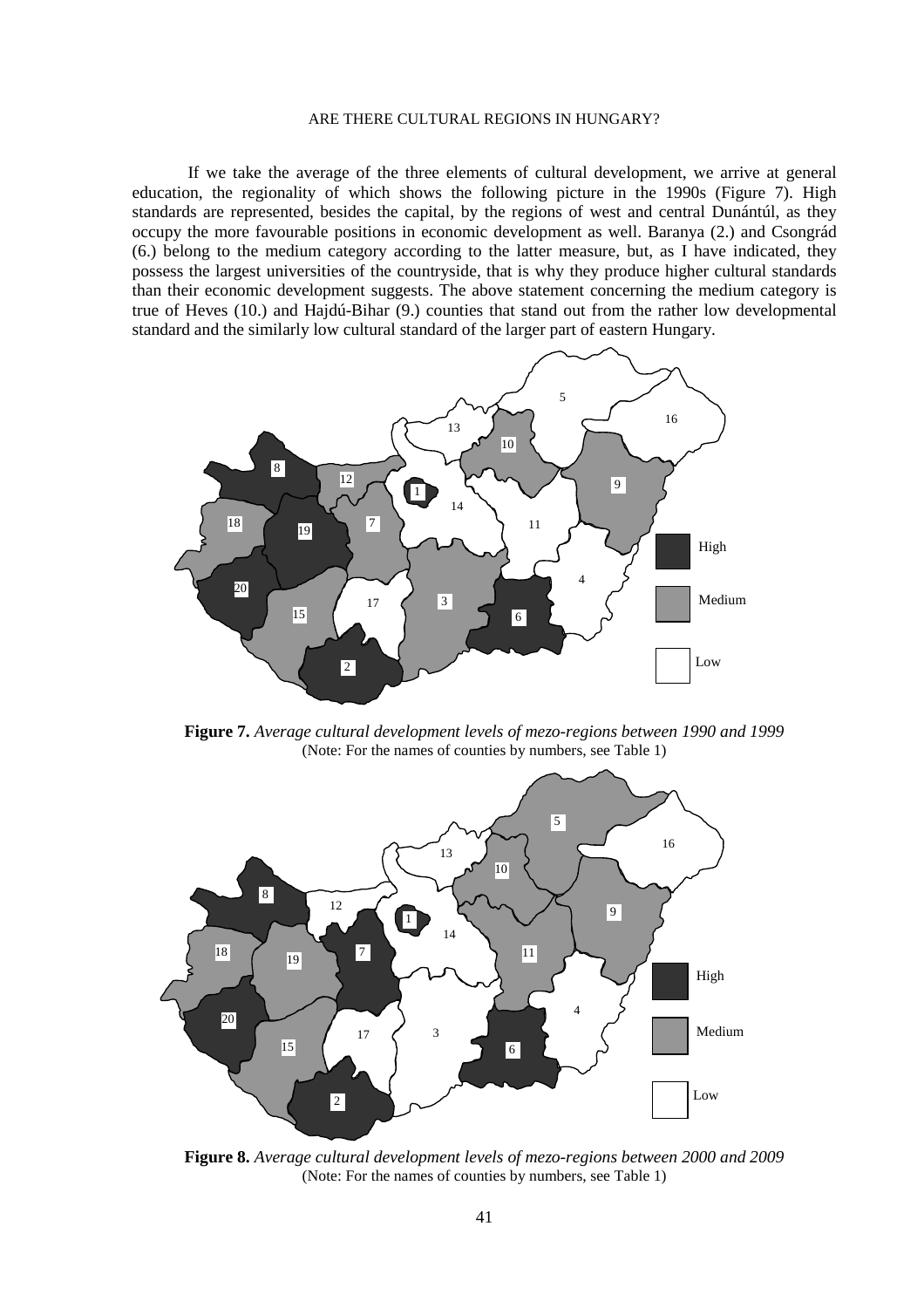If we take the average of the three elements of cultural development, we arrive at general education, the regionality of which shows the following picture in the 1990s (Figure 7). High standards are represented, besides the capital, by the regions of west and central Dunántúl, as they occupy the more favourable positions in economic development as well. Baranya (2.) and Csongrád (6.) belong to the medium category according to the latter measure, but, as I have indicated, they possess the largest universities of the countryside, that is why they produce higher cultural standards than their economic development suggests. The above statement concerning the medium category is true of Heves (10.) and Hajdú-Bihar (9.) counties that stand out from the rather low developmental standard and the similarly low cultural standard of the larger part of eastern Hungary.

**Figure 7.** *Average cultural development levels of mezo-regions between 1990 and 1999*
(Note: For the names of counties by numbers, see Table 1)

**Figure 8.** *Average cultural development levels of mezo-regions between 2000 and 2009*
(Note: For the names of counties by numbers, see Table 1)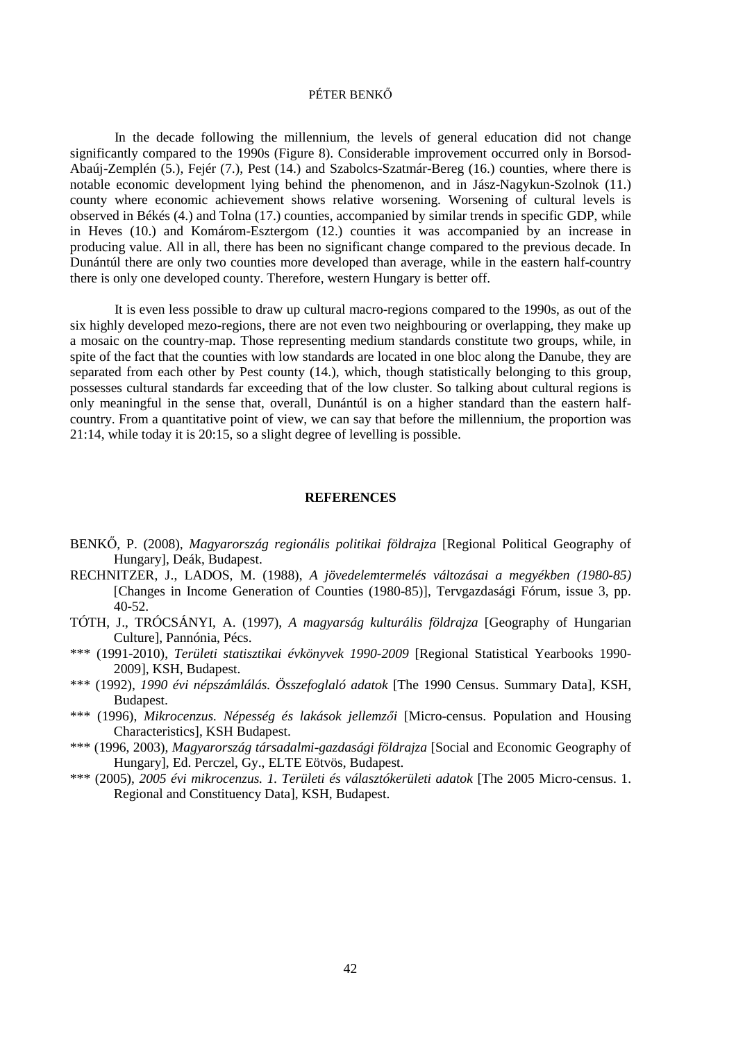In the decade following the millennium, the levels of general education did not change significantly compared to the 1990s (Figure 8). Considerable improvement occurred only in Borsod-Abaúj-Zemplén (5.), Fejér (7.), Pest (14.) and Szabolcs-Szatmár-Bereg (16.) counties, where there is notable economic development lying behind the phenomenon, and in Jász-Nagykun-Szolnok (11.) county where economic achievement shows relative worsening. Worsening of cultural levels is observed in Békés (4.) and Tolna (17.) counties, accompanied by similar trends in specific GDP, while in Heves (10.) and Komárom-Esztergom (12.) counties it was accompanied by an increase in producing value. All in all, there has been no significant change compared to the previous decade. In Dunántúl there are only two counties more developed than average, while in the eastern half-country there is only one developed county. Therefore, western Hungary is better off.

It is even less possible to draw up cultural macro-regions compared to the 1990s, as out of the six highly developed mezo-regions, there are not even two neighbouring or overlapping, they make up a mosaic on the country-map. Those representing medium standards constitute two groups, while, in spite of the fact that the counties with low standards are located in one bloc along the Danube, they are separated from each other by Pest county (14.), which, though statistically belonging to this group, possesses cultural standards far exceeding that of the low cluster. So talking about cultural regions is only meaningful in the sense that, overall, Dunántúl is on a higher standard than the eastern half-country. From a quantitative point of view, we can say that before the millennium, the proportion was 21:14, while today it is 20:15, so a slight degree of levelling is possible.

## REFERENCES

BENKŐ, P. (2008), *Magyarország regionális politikai földrajza* [Regional Political Geography of Hungary], Deák, Budapest.

RECHNITZER, J., LADOS, M. (1988), *A jövedelemtermelés változásai a megyékben (1980-85)* [Changes in Income Generation of Counties (1980-85)], Tervgazdasági Fórum, issue 3, pp. 40-52.

TÓTH, J., TRÓCSÁNYI, A. (1997), *A magyarság kulturális földrajza* [Geography of Hungarian Culture], Pannónia, Pécs.

*** (1991-2010), *Területi statisztikai évkönyvek 1990-2009* [Regional Statistical Yearbooks 1990-2009], KSH, Budapest.

*** (1992), *1990 évi népszámlálás. Összefoglaló adatok* [The 1990 Census. Summary Data], KSH, Budapest.

*** (1996), *Mikrocenzus. Népesség és lakások jellemzői* [Micro-census. Population and Housing Characteristics], KSH Budapest.

*** (1996, 2003), *Magyarország társadalmi-gazdasági földrajza* [Social and Economic Geography of Hungary], Ed. Perczel, Gy., ELTE Eötvös, Budapest.

*** (2005), *2005 évi mikrocenzus. 1. Területi és választókerületi adatok* [The 2005 Micro-census. 1. Regional and Constituency Data], KSH, Budapest.